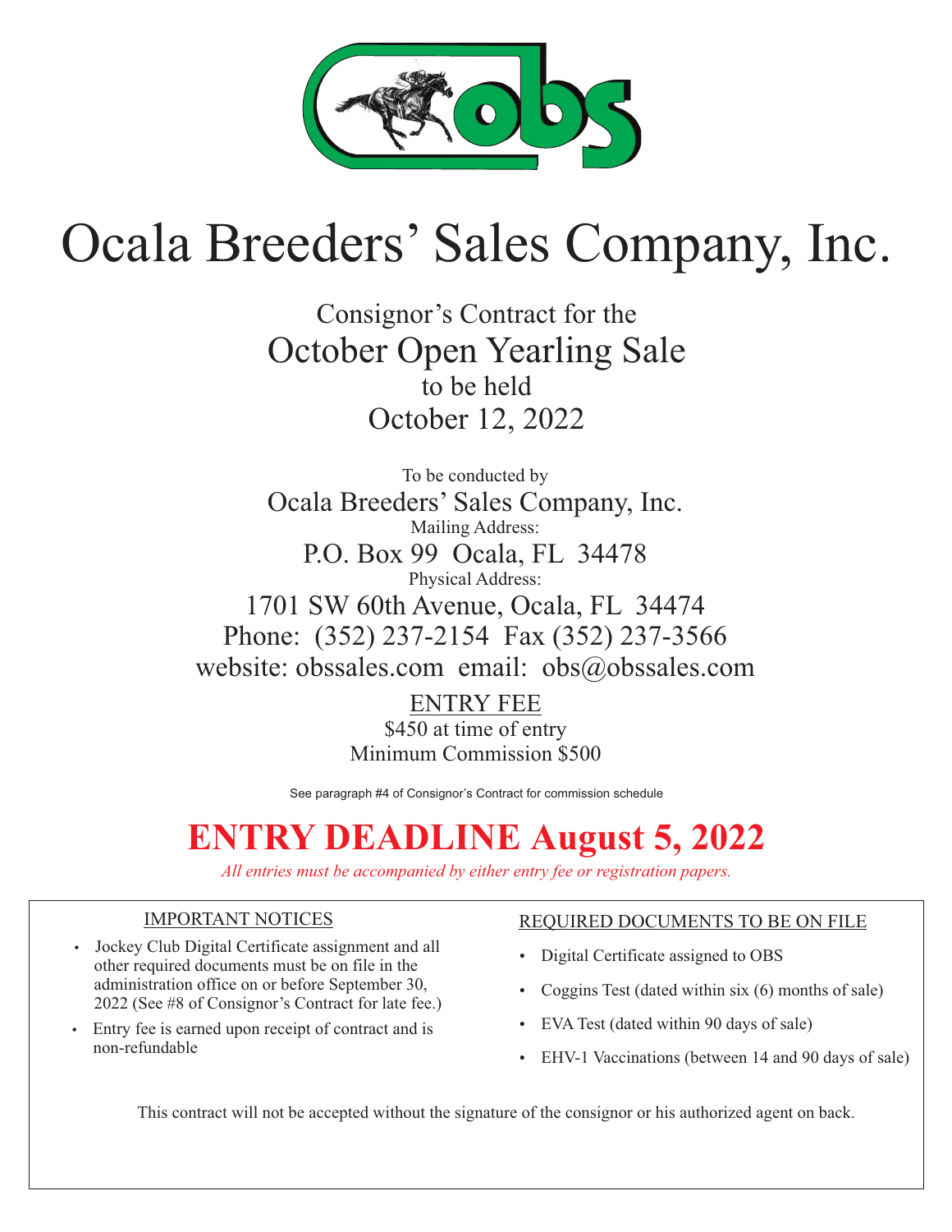# Ocala Breeders' Sales Company, Inc.

Consignor's Contract for the

## October Open Yearling Sale

to be held

October 12, 2022

To be conducted by

Ocala Breeders' Sales Company, Inc.

Mailing Address:

P.O. Box 99 Ocala, FL 34478

Physical Address:

1701 SW 60th Avenue, Ocala, FL 34474

Phone: (352) 237-2154 Fax (352) 237-3566

website: obssales.com email: obs@obssales.com

ENTRY FEE

$450 at time of entry

Minimum Commission $500

See paragraph #4 of Consignor's Contract for commission schedule

## ENTRY DEADLINE August 5, 2022

*All entries must be accompanied by either entry fee or registration papers.*

IMPORTANT NOTICES

- Jockey Club Digital Certificate assignment and all other required documents must be on file in the administration office on or before September 30, 2022 (See #8 of Consignor's Contract for late fee.)
- Entry fee is earned upon receipt of contract and is non-refundable

REQUIRED DOCUMENTS TO BE ON FILE

- Digital Certificate assigned to OBS
- Coggins Test (dated within six (6) months of sale)
- EVA Test (dated within 90 days of sale)
- EHV-1 Vaccinations (between 14 and 90 days of sale)

This contract will not be accepted without the signature of the consignor or his authorized agent on back.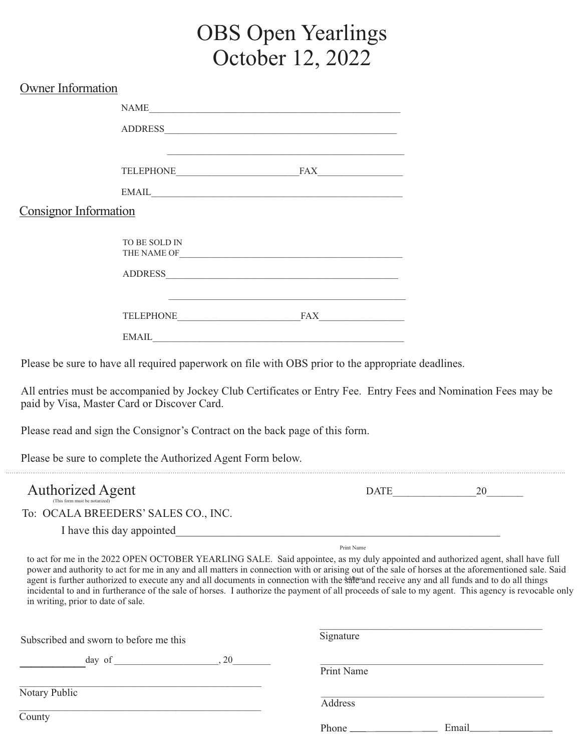# OBS Open Yearlings
# October 12, 2022

## Owner Information

NAME________________________________________________

ADDRESS_____________________________________________

____________________________________________________

TELEPHONE________________________FAX_________________

EMAIL_______________________________________________

## Consignor Information

TO BE SOLD IN THE NAME OF___________________________________________

ADDRESS_____________________________________________

____________________________________________________

TELEPHONE________________________FAX_________________

EMAIL_______________________________________________

Please be sure to have all required paperwork on file with OBS prior to the appropriate deadlines.

All entries must be accompanied by Jockey Club Certificates or Entry Fee. Entry Fees and Nomination Fees may be paid by Visa, Master Card or Discover Card.

Please read and sign the Consignor's Contract on the back page of this form.

Please be sure to complete the Authorized Agent Form below.

---

## Authorized Agent

(This form must be notarized)

DATE________________20_______

To: OCALA BREEDERS' SALES CO., INC.

I have this day appointed_____________________________________________________________

Print Name

to act for me in the 2022 OPEN OCTOBER YEARLING SALE. Said appointee, as my duly appointed and authorized agent, shall have full power and authority to act for me in any and all matters in connection with or arising out of the sale of horses at the aforementioned sale. Said agent is further authorized to execute any and all documents in connection with the sale and receive any and all funds and to do all things incidental to and in furtherance of the sale of horses. I authorize the payment of all proceeds of sale to my agent. This agency is revocable only in writing, prior to date of sale.

Subscribed and sworn to before me this

____________day of _____________________, 20________

_______________________________________________

Notary Public

_______________________________________________

County

_______________________________________________

Signature

_______________________________________________

Print Name

_______________________________________________

Address

Phone _________________ Email_______________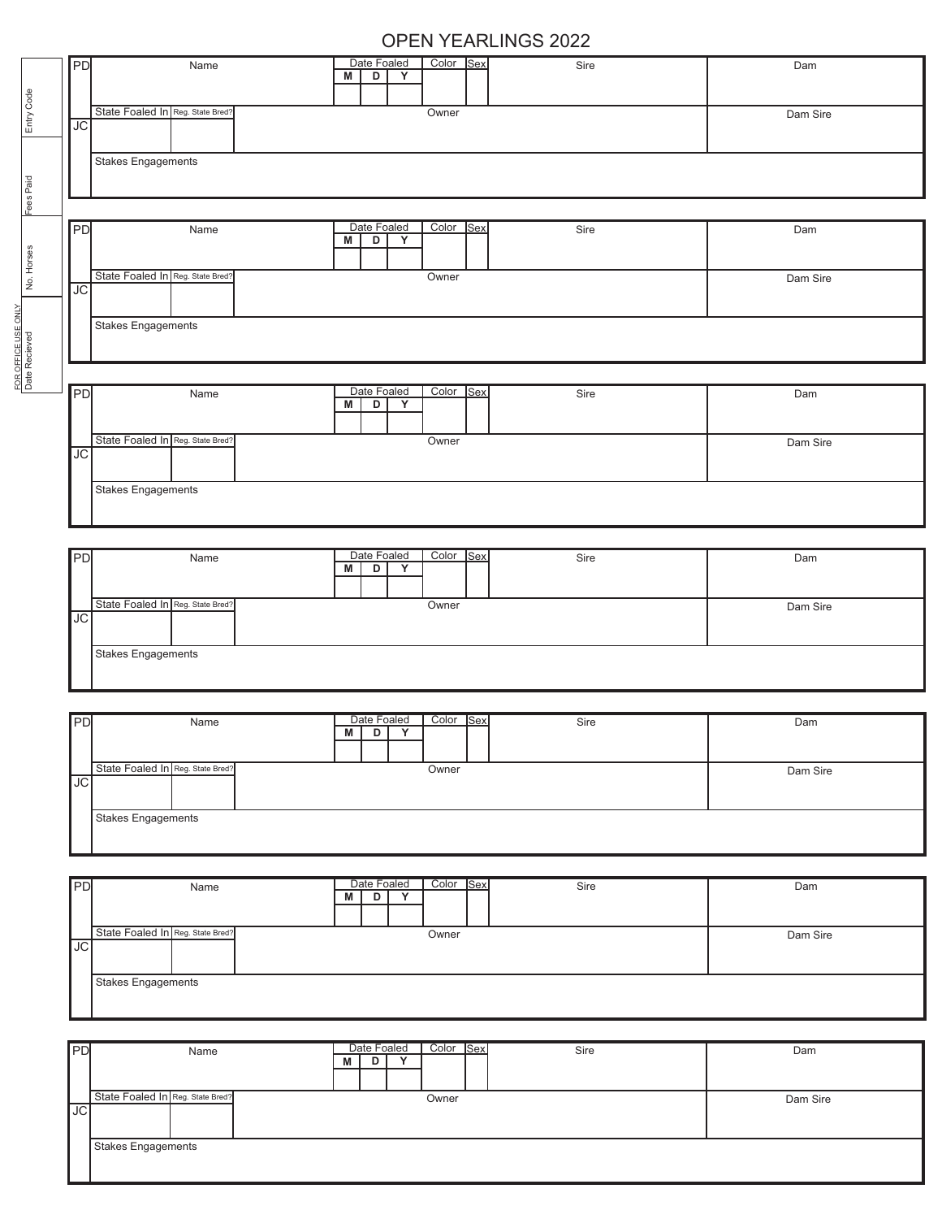# OPEN YEARLINGS 2022

| FOR OFFICE USE ONLY |
| --- |
| Entry Code |
| Fees Paid |
| No. Horses |
| Date Recieved |

| PD | Name | Date Foaled | | | Color | Sex | Sire | Dam |
| --- | --- | --- | --- | --- | --- | --- | --- | --- |
| | | M | D | Y | | | | |
| JC | State Foaled In | Reg. State Bred? | Owner | | | | | Dam Sire |
| | Stakes Engagements | | | | | | | |

| PD | Name | Date Foaled | | | Color | Sex | Sire | Dam |
| --- | --- | --- | --- | --- | --- | --- | --- | --- |
| | | M | D | Y | | | | |
| JC | State Foaled In | Reg. State Bred? | Owner | | | | | Dam Sire |
| | Stakes Engagements | | | | | | | |

| PD | Name | Date Foaled | | | Color | Sex | Sire | Dam |
| --- | --- | --- | --- | --- | --- | --- | --- | --- |
| | | M | D | Y | | | | |
| JC | State Foaled In | Reg. State Bred? | Owner | | | | | Dam Sire |
| | Stakes Engagements | | | | | | | |

| PD | Name | Date Foaled | | | Color | Sex | Sire | Dam |
| --- | --- | --- | --- | --- | --- | --- | --- | --- |
| | | M | D | Y | | | | |
| JC | State Foaled In | Reg. State Bred? | Owner | | | | | Dam Sire |
| | Stakes Engagements | | | | | | | |

| PD | Name | Date Foaled | | | Color | Sex | Sire | Dam |
| --- | --- | --- | --- | --- | --- | --- | --- | --- |
| | | M | D | Y | | | | |
| JC | State Foaled In | Reg. State Bred? | Owner | | | | | Dam Sire |
| | Stakes Engagements | | | | | | | |

| PD | Name | Date Foaled | | | Color | Sex | Sire | Dam |
| --- | --- | --- | --- | --- | --- | --- | --- | --- |
| | | M | D | Y | | | | |
| JC | State Foaled In | Reg. State Bred? | Owner | | | | | Dam Sire |
| | Stakes Engagements | | | | | | | |

| PD | Name | Date Foaled | | | Color | Sex | Sire | Dam |
| --- | --- | --- | --- | --- | --- | --- | --- | --- |
| | | M | D | Y | | | | |
| JC | State Foaled In | Reg. State Bred? | Owner | | | | | Dam Sire |
| | Stakes Engagements | | | | | | | |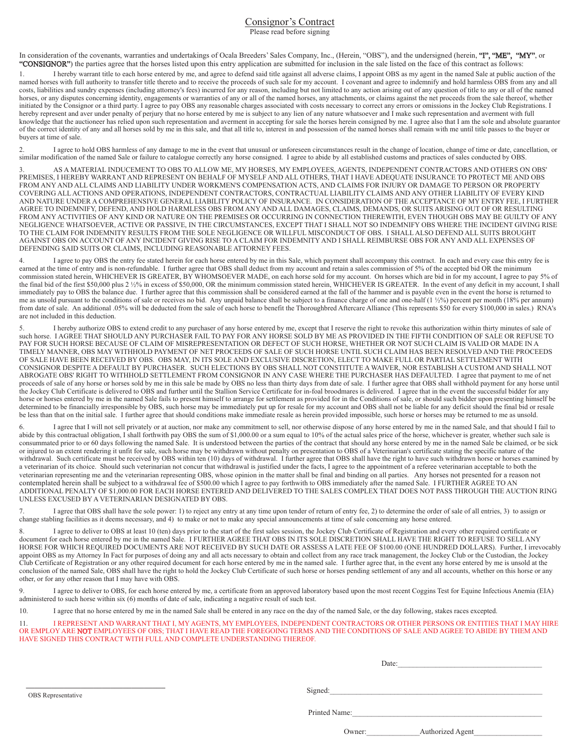# Consignor's Contract

Please read before signing

In consideration of the covenants, warranties and undertakings of Ocala Breeders' Sales Company, Inc., (Herein, "OBS"), and the undersigned (herein, **"I", "ME", "MY"**, or **"CONSIGNOR"**) the parties agree that the horses listed upon this entry application are submitted for inclusion in the sale listed on the face of this contract as follows:

1. I hereby warrant title to each horse entered by me, and agree to defend said title against all adverse claims, I appoint OBS as my agent in the named Sale at public auction of the named horses with full authority to transfer title thereto and to receive the proceeds of such sale for my account. I covenant and agree to indemnify and hold harmless OBS from any and all costs, liabilities and sundry expenses (including attorney's fees) incurred for any reason, including but not limited to any action arising out of any question of title to any or all of the named horses, or any disputes concerning identity, engagements or warranties of any or all of the named horses, any attachments, or claims against the net proceeds from the sale thereof, whether initiated by the Consignor or a third party. I agree to pay OBS any reasonable charges associated with costs necessary to correct any errors or omissions in the Jockey Club Registrations. I hereby represent and aver under penalty of perjury that no horse entered by me is subject to any lien of any nature whatsoever and I make such representation and averment with full knowledge that the auctioneer has relied upon such representation and averment in accepting for sale the horses herein consigned by me. I agree also that I am the sole and absolute guarantor of the correct identity of any and all horses sold by me in this sale, and that all title to, interest in and possession of the named horses shall remain with me until title passes to the buyer or buyers at time of sale.

2. I agree to hold OBS harmless of any damage to me in the event that unusual or unforeseen circumstances result in the change of location, change of time or date, cancellation, or similar modification of the named Sale or failure to catalogue correctly any horse consigned. I agree to abide by all established customs and practices of sales conducted by OBS.

3. AS A MATERIAL INDUCEMENT TO OBS TO ALLOW ME, MY HORSES, MY EMPLOYEES, AGENTS, INDEPENDENT CONTRACTORS AND OTHERS ON OBS' PREMISES, I HEREBY WARRANT AND REPRESENT ON BEHALF OF MYSELF AND ALL OTHERS, THAT I HAVE ADEQUATE INSURANCE TO PROTECT ME AND OBS FROM ANY AND ALL CLAIMS AND LIABILITY UNDER WORKMEN'S COMPENSATION ACTS, AND CLAIMS FOR INJURY OR DAMAGE TO PERSON OR PROPERTY COVERING ALL ACTIONS AND OPERATIONS, INDEPENDENT CONTRACTORS, CONTRACTUAL LIABILITY CLAIMS AND ANY OTHER LIABILITY OF EVERY KIND AND NATURE UNDER A COMPREHENSIVE GENERAL LIABILITY POLICY OF INSURANCE. IN CONSIDERATION OF THE ACCEPTANCE OF MY ENTRY FEE, I FURTHER AGREE TO INDEMNIFY, DEFEND, AND HOLD HARMLESS OBS FROM ANY AND ALL DAMAGES, CLAIMS, DEMANDS, OR SUITS ARISING OUT OF OR RESULTING FROM ANY ACTIVITIES OF ANY KIND OR NATURE ON THE PREMISES OR OCCURRING IN CONNECTION THEREWITH, EVEN THOUGH OBS MAY BE GUILTY OF ANY NEGLIGENCE WHATSOEVER, ACTIVE OR PASSIVE, IN THE CIRCUMSTANCES, EXCEPT THAT I SHALL NOT SO INDEMNIFY OBS WHERE THE INCIDENT GIVING RISE TO THE CLAIM FOR INDEMNITY RESULTS FROM THE SOLE NEGLIGENCE OR WILLFUL MISCONDUCT OF OBS. I SHALL ALSO DEFEND ALL SUITS BROUGHT AGAINST OBS ON ACCOUNT OF ANY INCIDENT GIVING RISE TO A CLAIM FOR INDEMNITY AND I SHALL REIMBURSE OBS FOR ANY AND ALL EXPENSES OF DEFENDING SAID SUITS OR CLAIMS, INCLUDING REASONABLE ATTORNEY FEES.

4. I agree to pay OBS the entry fee stated herein for each horse entered by me in this Sale, which payment shall accompany this contract. In each and every case this entry fee is earned at the time of entry and is non-refundable. I further agree that OBS shall deduct from my account and retain a sales commission of 5% of the accepted bid OR the minimum commission stated herein, WHICHEVER IS GREATER, BY WHOMSOEVER MADE, on each horse sold for my account. On horses which are bid in for my account, I agree to pay 5% of the final bid of the first $50,000 plus 2 ½% in excess of $50,000, OR the minimum commission stated herein, WHICHEVER IS GREATER. In the event of any deficit in my account, I shall immediately pay to OBS the balance due. I further agree that this commission shall be considered earned at the fall of the hammer and is payable even in the event the horse is returned to me as unsold pursuant to the conditions of sale or receives no bid. Any unpaid balance shall be subject to a finance charge of one and one-half (1 ½%) percent per month (18% per annum) from date of sale. An additional .05% will be deducted from the sale of each horse to benefit the Thoroughbred Aftercare Alliance (This represents $50 for every $100,000 in sales.) RNA's are not included in this deduction.

5. I hereby authorize OBS to extend credit to any purchaser of any horse entered by me, except that I reserve the right to revoke this authorization within thirty minutes of sale of such horse. I AGREE THAT SHOULD ANY PURCHASER FAIL TO PAY FOR ANY HORSE SOLD BY ME AS PROVIDED IN THE FIFTH CONDITION OF SALE OR REFUSE TO PAY FOR SUCH HORSE BECAUSE OF CLAIM OF MISREPRESENTATION OR DEFECT OF SUCH HORSE, WHETHER OR NOT SUCH CLAIM IS VALID OR MADE IN A TIMELY MANNER, OBS MAY WITHHOLD PAYMENT OF NET PROCEEDS OF SALE OF SUCH HORSE UNTIL SUCH CLAIM HAS BEEN RESOLVED AND THE PROCEEDS OF SALE HAVE BEEN RECEIVED BY OBS. OBS MAY, IN ITS SOLE AND EXCLUSIVE DISCRETION, ELECT TO MAKE FULL OR PARTIAL SETTLEMENT WITH CONSIGNOR DESPITE A DEFAULT BY PURCHASER. SUCH ELECTIONS BY OBS SHALL NOT CONSTITUTE A WAIVER, NOR ESTABLISH A CUSTOM AND SHALL NOT ABROGATE OBS' RIGHT TO WITHHOLD SETTLEMENT FROM CONSIGNOR IN ANY CASE WHERE THE PURCHASER HAS DEFAULTED. I agree that payment to me of net proceeds of sale of any horse or horses sold by me in this sale be made by OBS no less than thirty days from date of sale. I further agree that OBS shall withhold payment for any horse until the Jockey Club Certificate is delivered to OBS and further until the Stallion Service Certificate for in-foal broodmares is delivered. I agree that in the event the successful bidder for any horse or horses entered by me in the named Sale fails to present himself to arrange for settlement as provided for in the Conditions of sale, or should such bidder upon presenting himself be determined to be financially irresponsible by OBS, such horse may be immediately put up for resale for my account and OBS shall not be liable for any deficit should the final bid or resale be less than that on the initial sale. I further agree that should conditions make immediate resale as herein provided impossible, such horse or horses may be returned to me as unsold.

6. I agree that I will not sell privately or at auction, nor make any commitment to sell, nor otherwise dispose of any horse entered by me in the named Sale, and that should I fail to abide by this contractual obligation, I shall forthwith pay OBS the sum of $1,000.00 or a sum equal to 10% of the actual sales price of the horse, whichever is greater, whether such sale is consummated prior to or 60 days following the named Sale. It is understood between the parties of the contract that should any horse entered by me in the named Sale be claimed, or be sick or injured to an extent rendering it unfit for sale, such horse may be withdrawn without penalty on presentation to OBS of a Veterinarian's certificate stating the specific nature of the withdrawal. Such certificate must be received by OBS within ten (10) days of withdrawal. I further agree that OBS shall have the right to have such withdrawn horse or horses examined by a veterinarian of its choice. Should such veterinarian not concur that withdrawal is justified under the facts, I agree to the appointment of a referee veterinarian acceptable to both the veterinarian representing me and the veterinarian representing OBS, whose opinion in the matter shall be final and binding on all parties. Any horses not presented for a reason not contemplated herein shall be subject to a withdrawal fee of $500.00 which I agree to pay forthwith to OBS immediately after the named Sale. I FURTHER AGREE TO AN ADDITIONAL PENALTY OF $1,000.00 FOR EACH HORSE ENTERED AND DELIVERED TO THE SALES COMPLEX THAT DOES NOT PASS THROUGH THE AUCTION RING UNLESS EXCUSED BY A VETERINARIAN DESIGNATED BY OBS.

7. I agree that OBS shall have the sole power: 1) to reject any entry at any time upon tender of return of entry fee, 2) to determine the order of sale of all entries, 3) to assign or change stabling facilities as it deems necessary, and 4) to make or not to make any special announcements at time of sale concerning any horse entered.

8. I agree to deliver to OBS at least 10 (ten) days prior to the start of the first sales session, the Jockey Club Certificate of Registration and every other required certificate or document for each horse entered by me in the named Sale. I FURTHER AGREE THAT OBS IN ITS SOLE DISCRETION SHALL HAVE THE RIGHT TO REFUSE TO SELL ANY HORSE FOR WHICH REQUIRED DOCUMENTS ARE NOT RECEIVED BY SUCH DATE OR ASSESS A LATE FEE OF $100.00 (ONE HUNDRED DOLLARS). Further, I irrevocably appoint OBS as my Attorney In Fact for purposes of doing any and all acts necessary to obtain and collect from any race track management, the Jockey Club or the Custodian, the Jockey Club Certificate of Registration or any other required document for each horse entered by me in the named sale. I further agree that, in the event any horse entered by me is unsold at the conclusion of the named Sale, OBS shall have the right to hold the Jockey Club Certificate of such horse or horses pending settlement of any and all accounts, whether on this horse or any other, or for any other reason that I may have with OBS.

9. I agree to deliver to OBS, for each horse entered by me, a certificate from an approved laboratory based upon the most recent Coggins Test for Equine Infectious Anemia (EIA) administered to such horse within six (6) months of date of sale, indicating a negative result of such test.

10. I agree that no horse entered by me in the named Sale shall be entered in any race on the day of the named Sale, or the day following, stakes races excepted.

11. I REPRESENT AND WARRANT THAT I, MY AGENTS, MY EMPLOYEES, INDEPENDENT CONTRACTORS OR OTHER PERSONS OR ENTITIES THAT I MAY HIRE OR EMPLOY ARE **NOT** EMPLOYEES OF OBS; THAT I HAVE READ THE FOREGOING TERMS AND THE CONDITIONS OF SALE AND AGREE TO ABIDE BY THEM AND HAVE SIGNED THIS CONTRACT WITH FULL AND COMPLETE UNDERSTANDING THEREOF.

Date:\_\_\_\_\_\_\_\_\_\_\_\_\_\_\_\_\_\_\_\_\_\_\_\_\_\_\_\_\_\_\_\_\_\_\_\_

\_\_\_\_\_\_\_\_\_\_\_\_\_\_\_\_\_\_\_\_\_\_\_\_\_\_\_\_\_\_\_\_\_\_

OBS Representative

Signed:\_\_\_\_\_\_\_\_\_\_\_\_\_\_\_\_\_\_\_\_\_\_\_\_\_\_\_\_\_\_\_\_\_\_\_\_\_\_\_\_\_\_\_\_\_\_\_\_\_\_\_\_

Printed Name:\_\_\_\_\_\_\_\_\_\_\_\_\_\_\_\_\_\_\_\_\_\_\_\_\_\_\_\_\_\_\_\_\_\_\_\_\_\_\_\_\_\_\_\_\_\_\_

Owner:\_\_\_\_\_\_\_\_\_\_\_\_\_\_Authorized Agent\_\_\_\_\_\_\_\_\_\_\_\_\_\_\_\_\_\_